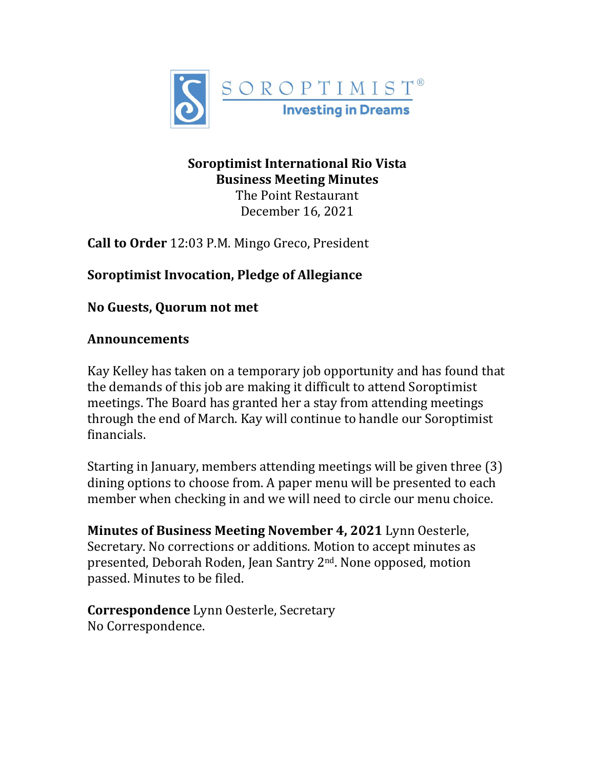SOROPTIMIST®

Investing in Dreams

**Soroptimist International Rio Vista**
**Business Meeting Minutes**
The Point Restaurant
December 16, 2021

**Call to Order** 12:03 P.M. Mingo Greco, President

**Soroptimist Invocation, Pledge of Allegiance**

**No Guests, Quorum not met**

**Announcements**

Kay Kelley has taken on a temporary job opportunity and has found that the demands of this job are making it difficult to attend Soroptimist meetings. The Board has granted her a stay from attending meetings through the end of March. Kay will continue to handle our Soroptimist financials.

Starting in January, members attending meetings will be given three (3) dining options to choose from. A paper menu will be presented to each member when checking in and we will need to circle our menu choice.

**Minutes of Business Meeting November 4, 2021** Lynn Oesterle, Secretary. No corrections or additions. Motion to accept minutes as presented, Deborah Roden, Jean Santry 2nd. None opposed, motion passed. Minutes to be filed.

**Correspondence** Lynn Oesterle, Secretary
No Correspondence.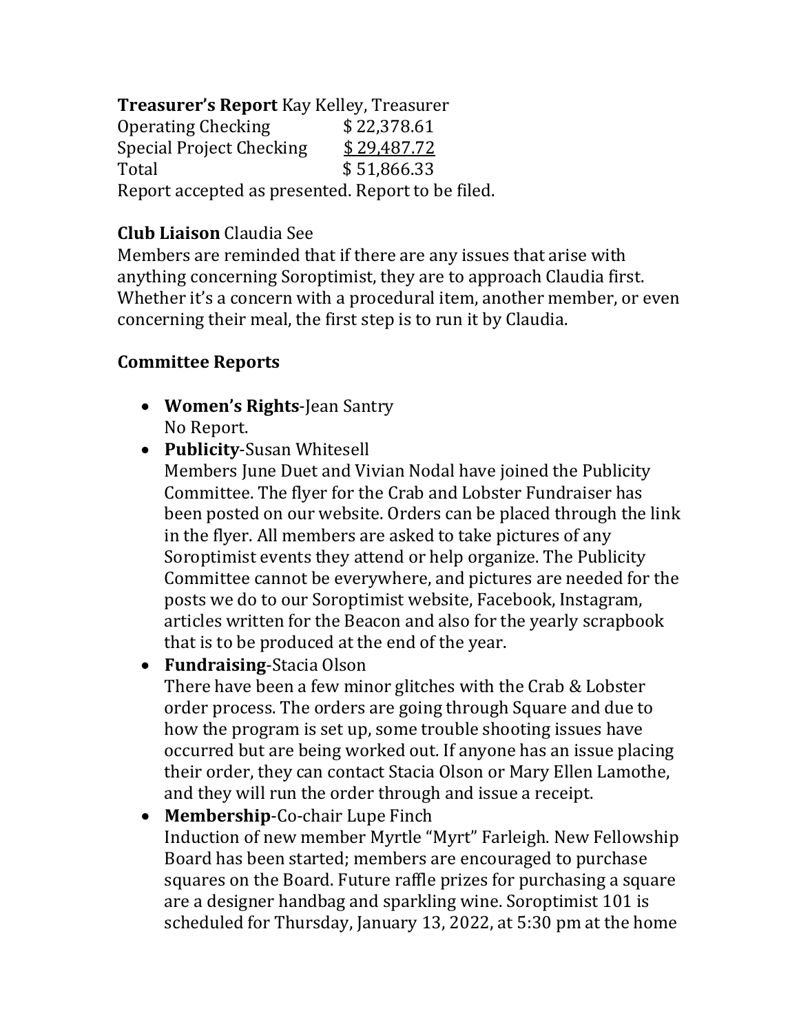**Treasurer's Report** Kay Kelley, Treasurer

| | |
|---|---|
| Operating Checking | $ 22,378.61 |
| Special Project Checking | $ 29,487.72 |
| Total | $ 51,866.33 |

Report accepted as presented. Report to be filed.

**Club Liaison** Claudia See

Members are reminded that if there are any issues that arise with anything concerning Soroptimist, they are to approach Claudia first. Whether it's a concern with a procedural item, another member, or even concerning their meal, the first step is to run it by Claudia.

**Committee Reports**

- **Women's Rights**-Jean Santry
  No Report.
- **Publicity**-Susan Whitesell
  Members June Duet and Vivian Nodal have joined the Publicity Committee. The flyer for the Crab and Lobster Fundraiser has been posted on our website. Orders can be placed through the link in the flyer. All members are asked to take pictures of any Soroptimist events they attend or help organize. The Publicity Committee cannot be everywhere, and pictures are needed for the posts we do to our Soroptimist website, Facebook, Instagram, articles written for the Beacon and also for the yearly scrapbook that is to be produced at the end of the year.
- **Fundraising**-Stacia Olson
  There have been a few minor glitches with the Crab & Lobster order process. The orders are going through Square and due to how the program is set up, some trouble shooting issues have occurred but are being worked out. If anyone has an issue placing their order, they can contact Stacia Olson or Mary Ellen Lamothe, and they will run the order through and issue a receipt.
- **Membership**-Co-chair Lupe Finch
  Induction of new member Myrtle "Myrt" Farleigh. New Fellowship Board has been started; members are encouraged to purchase squares on the Board. Future raffle prizes for purchasing a square are a designer handbag and sparkling wine. Soroptimist 101 is scheduled for Thursday, January 13, 2022, at 5:30 pm at the home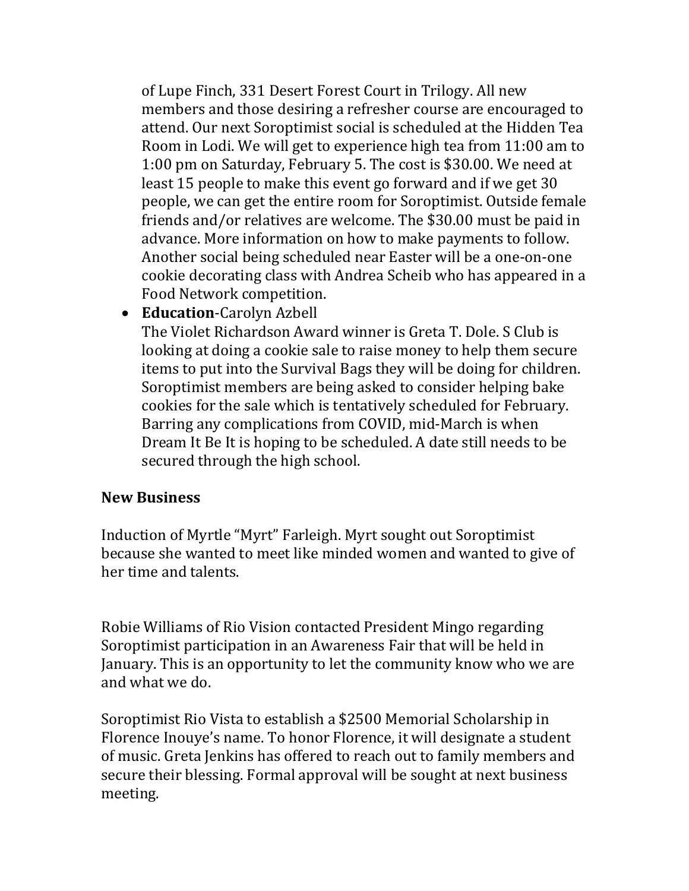of Lupe Finch, 331 Desert Forest Court in Trilogy. All new members and those desiring a refresher course are encouraged to attend. Our next Soroptimist social is scheduled at the Hidden Tea Room in Lodi. We will get to experience high tea from 11:00 am to 1:00 pm on Saturday, February 5. The cost is $30.00. We need at least 15 people to make this event go forward and if we get 30 people, we can get the entire room for Soroptimist. Outside female friends and/or relatives are welcome. The $30.00 must be paid in advance. More information on how to make payments to follow. Another social being scheduled near Easter will be a one-on-one cookie decorating class with Andrea Scheib who has appeared in a Food Network competition.

- **Education**-Carolyn Azbell
  The Violet Richardson Award winner is Greta T. Dole. S Club is looking at doing a cookie sale to raise money to help them secure items to put into the Survival Bags they will be doing for children. Soroptimist members are being asked to consider helping bake cookies for the sale which is tentatively scheduled for February. Barring any complications from COVID, mid-March is when Dream It Be It is hoping to be scheduled. A date still needs to be secured through the high school.

**New Business**

Induction of Myrtle "Myrt" Farleigh. Myrt sought out Soroptimist because she wanted to meet like minded women and wanted to give of her time and talents.

Robie Williams of Rio Vision contacted President Mingo regarding Soroptimist participation in an Awareness Fair that will be held in January. This is an opportunity to let the community know who we are and what we do.

Soroptimist Rio Vista to establish a $2500 Memorial Scholarship in Florence Inouye's name. To honor Florence, it will designate a student of music. Greta Jenkins has offered to reach out to family members and secure their blessing. Formal approval will be sought at next business meeting.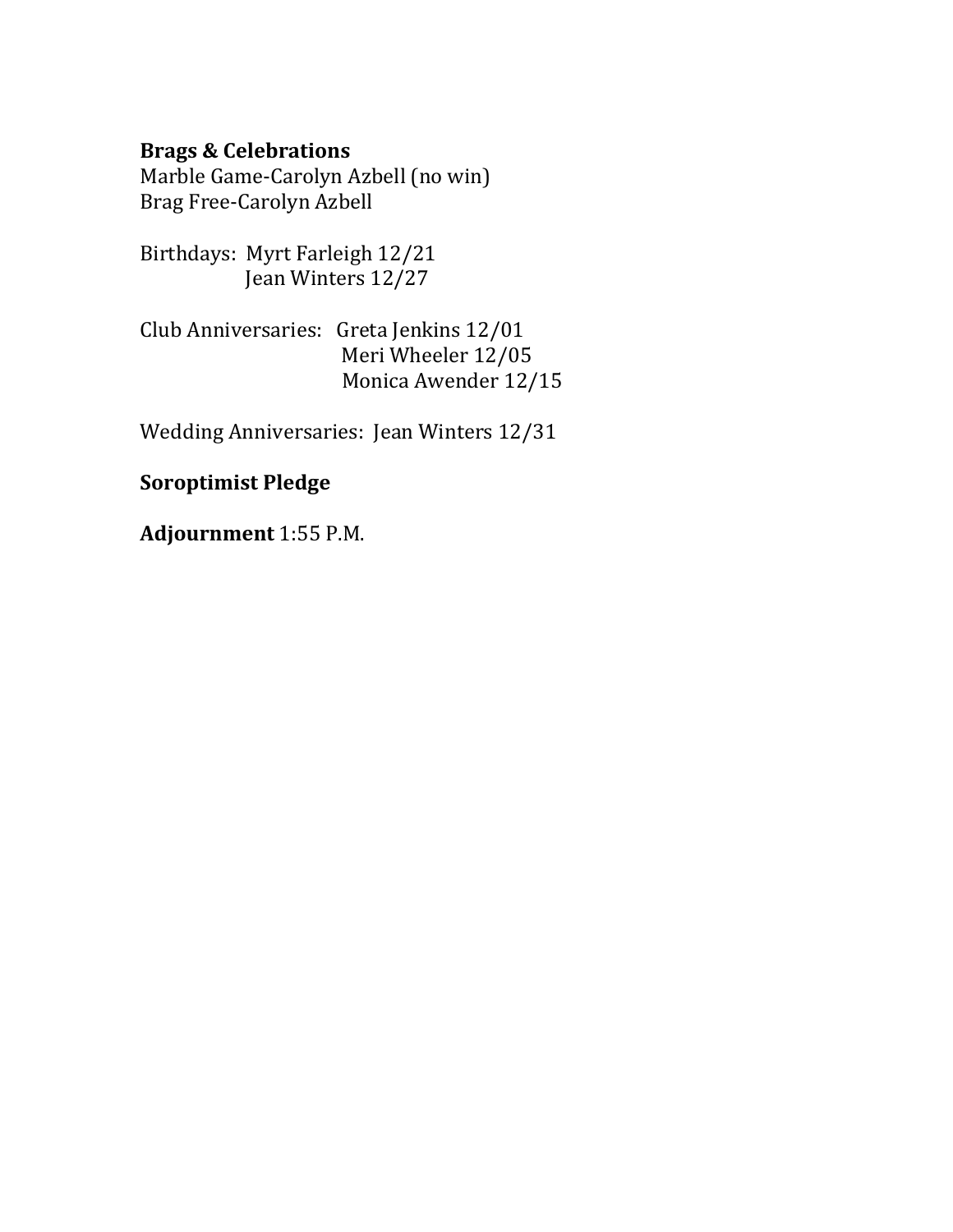**Brags & Celebrations**
Marble Game-Carolyn Azbell (no win)
Brag Free-Carolyn Azbell

Birthdays: Myrt Farleigh 12/21
Jean Winters 12/27

Club Anniversaries: Greta Jenkins 12/01
Meri Wheeler 12/05
Monica Awender 12/15

Wedding Anniversaries: Jean Winters 12/31

**Soroptimist Pledge**

**Adjournment** 1:55 P.M.